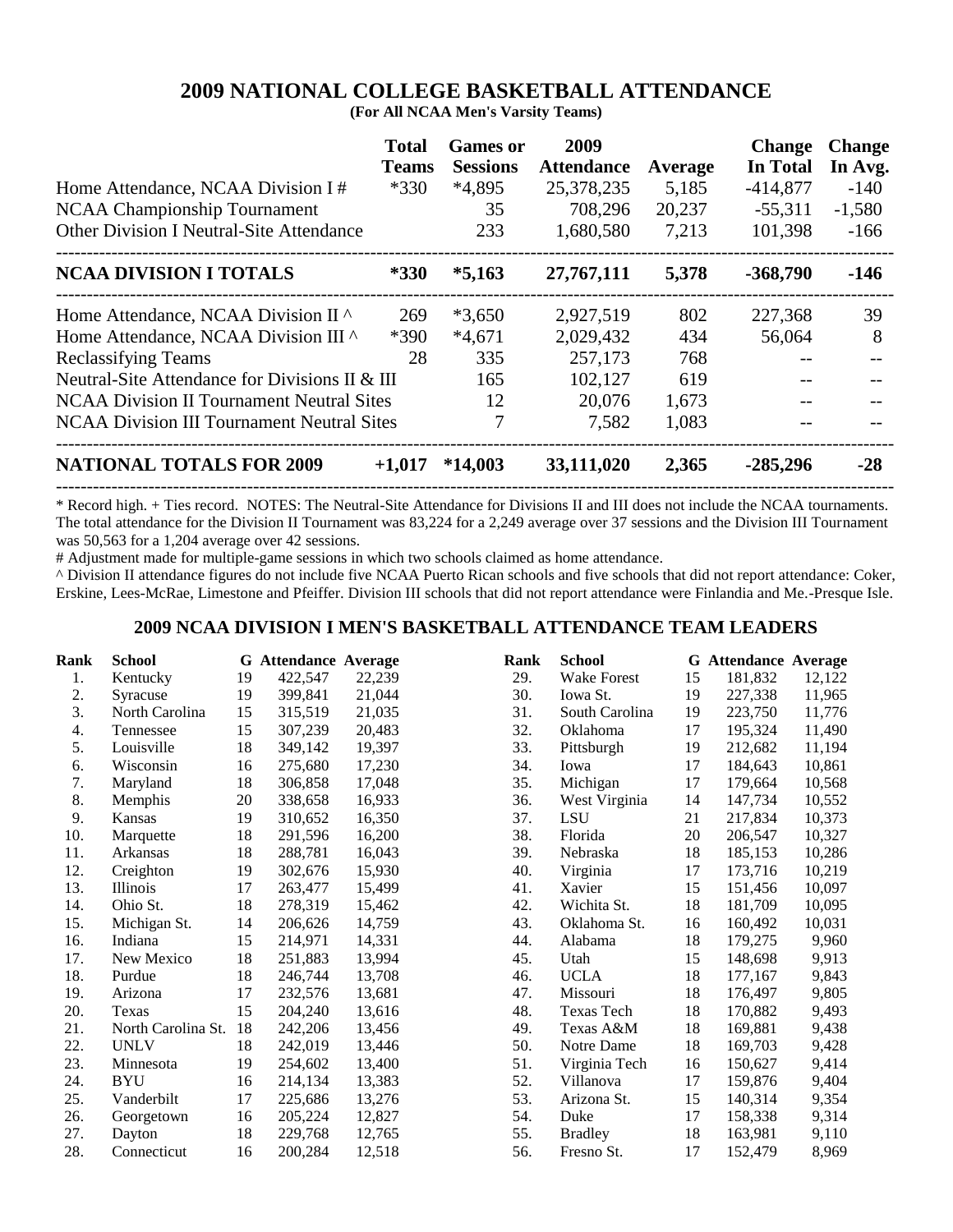# 2009 NATIONAL COLLEGE BASKETBALL ATTENDANCE

**(For All NCAA Men's Varsity Teams)**

| | Total Teams | Games or Sessions | 2009 Attendance | Average | Change In Total | Change In Avg. |
|---|---|---|---|---|---|---|
| Home Attendance, NCAA Division I # | *330 | *4,895 | 25,378,235 | 5,185 | -414,877 | -140 |
| NCAA Championship Tournament | | 35 | 708,296 | 20,237 | -55,311 | -1,580 |
| Other Division I Neutral-Site Attendance | | 233 | 1,680,580 | 7,213 | 101,398 | -166 |
| **NCAA DIVISION I TOTALS** | ***330** | ***5,163** | **27,767,111** | **5,378** | **-368,790** | **-146** |
| Home Attendance, NCAA Division II ^ | 269 | *3,650 | 2,927,519 | 802 | 227,368 | 39 |
| Home Attendance, NCAA Division III ^ | *390 | *4,671 | 2,029,432 | 434 | 56,064 | 8 |
| Reclassifying Teams | 28 | 335 | 257,173 | 768 | -- | -- |
| Neutral-Site Attendance for Divisions II & III | | 165 | 102,127 | 619 | -- | -- |
| NCAA Division II Tournament Neutral Sites | | 12 | 20,076 | 1,673 | -- | -- |
| NCAA Division III Tournament Neutral Sites | | 7 | 7,582 | 1,083 | -- | -- |
| **NATIONAL TOTALS FOR 2009** | **+1,017** | ***14,003** | **33,111,020** | **2,365** | **-285,296** | **-28** |

\* Record high. + Ties record. NOTES: The Neutral-Site Attendance for Divisions II and III does not include the NCAA tournaments. The total attendance for the Division II Tournament was 83,224 for a 2,249 average over 37 sessions and the Division III Tournament was 50,563 for a 1,204 average over 42 sessions.

\# Adjustment made for multiple-game sessions in which two schools claimed as home attendance.

^ Division II attendance figures do not include five NCAA Puerto Rican schools and five schools that did not report attendance: Coker, Erskine, Lees-McRae, Limestone and Pfeiffer. Division III schools that did not report attendance were Finlandia and Me.-Presque Isle.

## 2009 NCAA DIVISION I MEN'S BASKETBALL ATTENDANCE TEAM LEADERS

| Rank | School | G | Attendance | Average |
|---|---|---|---|---|
| 1. | Kentucky | 19 | 422,547 | 22,239 |
| 2. | Syracuse | 19 | 399,841 | 21,044 |
| 3. | North Carolina | 15 | 315,519 | 21,035 |
| 4. | Tennessee | 15 | 307,239 | 20,483 |
| 5. | Louisville | 18 | 349,142 | 19,397 |
| 6. | Wisconsin | 16 | 275,680 | 17,230 |
| 7. | Maryland | 18 | 306,858 | 17,048 |
| 8. | Memphis | 20 | 338,658 | 16,933 |
| 9. | Kansas | 19 | 310,652 | 16,350 |
| 10. | Marquette | 18 | 291,596 | 16,200 |
| 11. | Arkansas | 18 | 288,781 | 16,043 |
| 12. | Creighton | 19 | 302,676 | 15,930 |
| 13. | Illinois | 17 | 263,477 | 15,499 |
| 14. | Ohio St. | 18 | 278,319 | 15,462 |
| 15. | Michigan St. | 14 | 206,626 | 14,759 |
| 16. | Indiana | 15 | 214,971 | 14,331 |
| 17. | New Mexico | 18 | 251,883 | 13,994 |
| 18. | Purdue | 18 | 246,744 | 13,708 |
| 19. | Arizona | 17 | 232,576 | 13,681 |
| 20. | Texas | 15 | 204,240 | 13,616 |
| 21. | North Carolina St. | 18 | 242,206 | 13,456 |
| 22. | UNLV | 18 | 242,019 | 13,446 |
| 23. | Minnesota | 19 | 254,602 | 13,400 |
| 24. | BYU | 16 | 214,134 | 13,383 |
| 25. | Vanderbilt | 17 | 225,686 | 13,276 |
| 26. | Georgetown | 16 | 205,224 | 12,827 |
| 27. | Dayton | 18 | 229,768 | 12,765 |
| 28. | Connecticut | 16 | 200,284 | 12,518 |
| 29. | Wake Forest | 15 | 181,832 | 12,122 |
| 30. | Iowa St. | 19 | 227,338 | 11,965 |
| 31. | South Carolina | 19 | 223,750 | 11,776 |
| 32. | Oklahoma | 17 | 195,324 | 11,490 |
| 33. | Pittsburgh | 19 | 212,682 | 11,194 |
| 34. | Iowa | 17 | 184,643 | 10,861 |
| 35. | Michigan | 17 | 179,664 | 10,568 |
| 36. | West Virginia | 14 | 147,734 | 10,552 |
| 37. | LSU | 21 | 217,834 | 10,373 |
| 38. | Florida | 20 | 206,547 | 10,327 |
| 39. | Nebraska | 18 | 185,153 | 10,286 |
| 40. | Virginia | 17 | 173,716 | 10,219 |
| 41. | Xavier | 15 | 151,456 | 10,097 |
| 42. | Wichita St. | 18 | 181,709 | 10,095 |
| 43. | Oklahoma St. | 16 | 160,492 | 10,031 |
| 44. | Alabama | 18 | 179,275 | 9,960 |
| 45. | Utah | 15 | 148,698 | 9,913 |
| 46. | UCLA | 18 | 177,167 | 9,843 |
| 47. | Missouri | 18 | 176,497 | 9,805 |
| 48. | Texas Tech | 18 | 170,882 | 9,493 |
| 49. | Texas A&M | 18 | 169,881 | 9,438 |
| 50. | Notre Dame | 18 | 169,703 | 9,428 |
| 51. | Virginia Tech | 16 | 150,627 | 9,414 |
| 52. | Villanova | 17 | 159,876 | 9,404 |
| 53. | Arizona St. | 15 | 140,314 | 9,354 |
| 54. | Duke | 17 | 158,338 | 9,314 |
| 55. | Bradley | 18 | 163,981 | 9,110 |
| 56. | Fresno St. | 17 | 152,479 | 8,969 |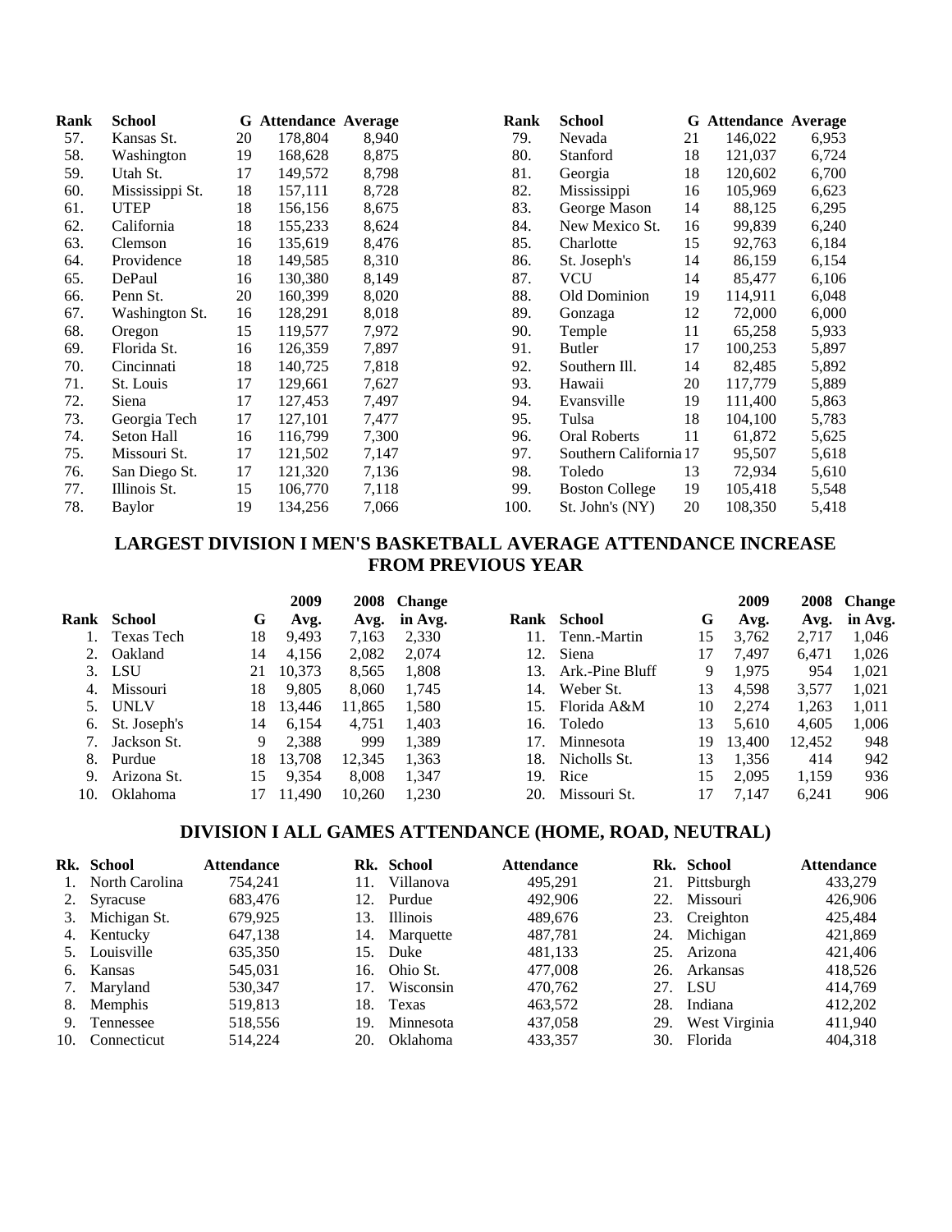| Rank | School | G | Attendance | Average |
|---|---|---|---|---|
| 57. | Kansas St. | 20 | 178,804 | 8,940 |
| 58. | Washington | 19 | 168,628 | 8,875 |
| 59. | Utah St. | 17 | 149,572 | 8,798 |
| 60. | Mississippi St. | 18 | 157,111 | 8,728 |
| 61. | UTEP | 18 | 156,156 | 8,675 |
| 62. | California | 18 | 155,233 | 8,624 |
| 63. | Clemson | 16 | 135,619 | 8,476 |
| 64. | Providence | 18 | 149,585 | 8,310 |
| 65. | DePaul | 16 | 130,380 | 8,149 |
| 66. | Penn St. | 20 | 160,399 | 8,020 |
| 67. | Washington St. | 16 | 128,291 | 8,018 |
| 68. | Oregon | 15 | 119,577 | 7,972 |
| 69. | Florida St. | 16 | 126,359 | 7,897 |
| 70. | Cincinnati | 18 | 140,725 | 7,818 |
| 71. | St. Louis | 17 | 129,661 | 7,627 |
| 72. | Siena | 17 | 127,453 | 7,497 |
| 73. | Georgia Tech | 17 | 127,101 | 7,477 |
| 74. | Seton Hall | 16 | 116,799 | 7,300 |
| 75. | Missouri St. | 17 | 121,502 | 7,147 |
| 76. | San Diego St. | 17 | 121,320 | 7,136 |
| 77. | Illinois St. | 15 | 106,770 | 7,118 |
| 78. | Baylor | 19 | 134,256 | 7,066 |
| 79. | Nevada | 21 | 146,022 | 6,953 |
| 80. | Stanford | 18 | 121,037 | 6,724 |
| 81. | Georgia | 18 | 120,602 | 6,700 |
| 82. | Mississippi | 16 | 105,969 | 6,623 |
| 83. | George Mason | 14 | 88,125 | 6,295 |
| 84. | New Mexico St. | 16 | 99,839 | 6,240 |
| 85. | Charlotte | 15 | 92,763 | 6,184 |
| 86. | St. Joseph's | 14 | 86,159 | 6,154 |
| 87. | VCU | 14 | 85,477 | 6,106 |
| 88. | Old Dominion | 19 | 114,911 | 6,048 |
| 89. | Gonzaga | 12 | 72,000 | 6,000 |
| 90. | Temple | 11 | 65,258 | 5,933 |
| 91. | Butler | 17 | 100,253 | 5,897 |
| 92. | Southern Ill. | 14 | 82,485 | 5,892 |
| 93. | Hawaii | 20 | 117,779 | 5,889 |
| 94. | Evansville | 19 | 111,400 | 5,863 |
| 95. | Tulsa | 18 | 104,100 | 5,783 |
| 96. | Oral Roberts | 11 | 61,872 | 5,625 |
| 97. | Southern California | 17 | 95,507 | 5,618 |
| 98. | Toledo | 13 | 72,934 | 5,610 |
| 99. | Boston College | 19 | 105,418 | 5,548 |
| 100. | St. John's (NY) | 20 | 108,350 | 5,418 |

## LARGEST DIVISION I MEN'S BASKETBALL AVERAGE ATTENDANCE INCREASE FROM PREVIOUS YEAR

| Rank | School | G | 2009 Avg. | 2008 Avg. | Change in Avg. |
|---|---|---|---|---|---|
| 1. | Texas Tech | 18 | 9,493 | 7,163 | 2,330 |
| 2. | Oakland | 14 | 4,156 | 2,082 | 2,074 |
| 3. | LSU | 21 | 10,373 | 8,565 | 1,808 |
| 4. | Missouri | 18 | 9,805 | 8,060 | 1,745 |
| 5. | UNLV | 18 | 13,446 | 11,865 | 1,580 |
| 6. | St. Joseph's | 14 | 6,154 | 4,751 | 1,403 |
| 7. | Jackson St. | 9 | 2,388 | 999 | 1,389 |
| 8. | Purdue | 18 | 13,708 | 12,345 | 1,363 |
| 9. | Arizona St. | 15 | 9,354 | 8,008 | 1,347 |
| 10. | Oklahoma | 17 | 11,490 | 10,260 | 1,230 |
| 11. | Tenn.-Martin | 15 | 3,762 | 2,717 | 1,046 |
| 12. | Siena | 17 | 7,497 | 6,471 | 1,026 |
| 13. | Ark.-Pine Bluff | 9 | 1,975 | 954 | 1,021 |
| 14. | Weber St. | 13 | 4,598 | 3,577 | 1,021 |
| 15. | Florida A&M | 10 | 2,274 | 1,263 | 1,011 |
| 16. | Toledo | 13 | 5,610 | 4,605 | 1,006 |
| 17. | Minnesota | 19 | 13,400 | 12,452 | 948 |
| 18. | Nicholls St. | 13 | 1,356 | 414 | 942 |
| 19. | Rice | 15 | 2,095 | 1,159 | 936 |
| 20. | Missouri St. | 17 | 7,147 | 6,241 | 906 |

## DIVISION I ALL GAMES ATTENDANCE (HOME, ROAD, NEUTRAL)

| Rk. | School | Attendance |
|---|---|---|
| 1. | North Carolina | 754,241 |
| 2. | Syracuse | 683,476 |
| 3. | Michigan St. | 679,925 |
| 4. | Kentucky | 647,138 |
| 5. | Louisville | 635,350 |
| 6. | Kansas | 545,031 |
| 7. | Maryland | 530,347 |
| 8. | Memphis | 519,813 |
| 9. | Tennessee | 518,556 |
| 10. | Connecticut | 514,224 |
| 11. | Villanova | 495,291 |
| 12. | Purdue | 492,906 |
| 13. | Illinois | 489,676 |
| 14. | Marquette | 487,781 |
| 15. | Duke | 481,133 |
| 16. | Ohio St. | 477,008 |
| 17. | Wisconsin | 470,762 |
| 18. | Texas | 463,572 |
| 19. | Minnesota | 437,058 |
| 20. | Oklahoma | 433,357 |
| 21. | Pittsburgh | 433,279 |
| 22. | Missouri | 426,906 |
| 23. | Creighton | 425,484 |
| 24. | Michigan | 421,869 |
| 25. | Arizona | 421,406 |
| 26. | Arkansas | 418,526 |
| 27. | LSU | 414,769 |
| 28. | Indiana | 412,202 |
| 29. | West Virginia | 411,940 |
| 30. | Florida | 404,318 |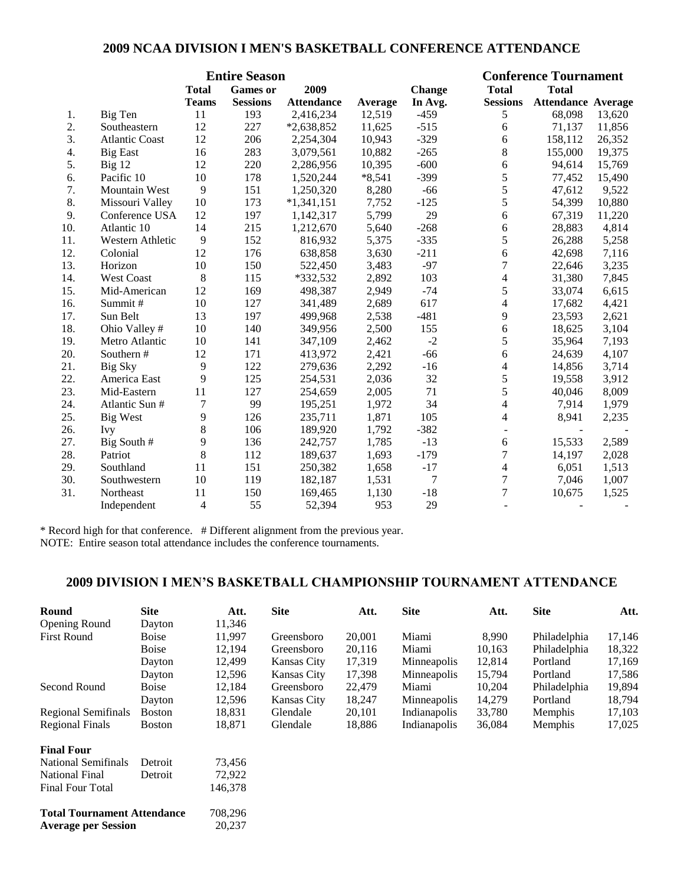## 2009 NCAA DIVISION I MEN'S BASKETBALL CONFERENCE ATTENDANCE

| | | Entire Season | | | | | Conference Tournament | | |
|---|---|---|---|---|---|---|---|---|---|
| | | Total Teams | Games or Sessions | 2009 Attendance | Average | Change In Avg. | Total Sessions | Total Attendance | Average |
| 1. | Big Ten | 11 | 193 | 2,416,234 | 12,519 | -459 | 5 | 68,098 | 13,620 |
| 2. | Southeastern | 12 | 227 | *2,638,852 | 11,625 | -515 | 6 | 71,137 | 11,856 |
| 3. | Atlantic Coast | 12 | 206 | 2,254,304 | 10,943 | -329 | 6 | 158,112 | 26,352 |
| 4. | Big East | 16 | 283 | 3,079,561 | 10,882 | -265 | 8 | 155,000 | 19,375 |
| 5. | Big 12 | 12 | 220 | 2,286,956 | 10,395 | -600 | 6 | 94,614 | 15,769 |
| 6. | Pacific 10 | 10 | 178 | 1,520,244 | *8,541 | -399 | 5 | 77,452 | 15,490 |
| 7. | Mountain West | 9 | 151 | 1,250,320 | 8,280 | -66 | 5 | 47,612 | 9,522 |
| 8. | Missouri Valley | 10 | 173 | *1,341,151 | 7,752 | -125 | 5 | 54,399 | 10,880 |
| 9. | Conference USA | 12 | 197 | 1,142,317 | 5,799 | 29 | 6 | 67,319 | 11,220 |
| 10. | Atlantic 10 | 14 | 215 | 1,212,670 | 5,640 | -268 | 6 | 28,883 | 4,814 |
| 11. | Western Athletic | 9 | 152 | 816,932 | 5,375 | -335 | 5 | 26,288 | 5,258 |
| 12. | Colonial | 12 | 176 | 638,858 | 3,630 | -211 | 6 | 42,698 | 7,116 |
| 13. | Horizon | 10 | 150 | 522,450 | 3,483 | -97 | 7 | 22,646 | 3,235 |
| 14. | West Coast | 8 | 115 | *332,532 | 2,892 | 103 | 4 | 31,380 | 7,845 |
| 15. | Mid-American | 12 | 169 | 498,387 | 2,949 | -74 | 5 | 33,074 | 6,615 |
| 16. | Summit # | 10 | 127 | 341,489 | 2,689 | 617 | 4 | 17,682 | 4,421 |
| 17. | Sun Belt | 13 | 197 | 499,968 | 2,538 | -481 | 9 | 23,593 | 2,621 |
| 18. | Ohio Valley # | 10 | 140 | 349,956 | 2,500 | 155 | 6 | 18,625 | 3,104 |
| 19. | Metro Atlantic | 10 | 141 | 347,109 | 2,462 | -2 | 5 | 35,964 | 7,193 |
| 20. | Southern # | 12 | 171 | 413,972 | 2,421 | -66 | 6 | 24,639 | 4,107 |
| 21. | Big Sky | 9 | 122 | 279,636 | 2,292 | -16 | 4 | 14,856 | 3,714 |
| 22. | America East | 9 | 125 | 254,531 | 2,036 | 32 | 5 | 19,558 | 3,912 |
| 23. | Mid-Eastern | 11 | 127 | 254,659 | 2,005 | 71 | 5 | 40,046 | 8,009 |
| 24. | Atlantic Sun # | 7 | 99 | 195,251 | 1,972 | 34 | 4 | 7,914 | 1,979 |
| 25. | Big West | 9 | 126 | 235,711 | 1,871 | 105 | 4 | 8,941 | 2,235 |
| 26. | Ivy | 8 | 106 | 189,920 | 1,792 | -382 | - | - | - |
| 27. | Big South # | 9 | 136 | 242,757 | 1,785 | -13 | 6 | 15,533 | 2,589 |
| 28. | Patriot | 8 | 112 | 189,637 | 1,693 | -179 | 7 | 14,197 | 2,028 |
| 29. | Southland | 11 | 151 | 250,382 | 1,658 | -17 | 4 | 6,051 | 1,513 |
| 30. | Southwestern | 10 | 119 | 182,187 | 1,531 | 7 | 7 | 7,046 | 1,007 |
| 31. | Northeast | 11 | 150 | 169,465 | 1,130 | -18 | 7 | 10,675 | 1,525 |
| | Independent | 4 | 55 | 52,394 | 953 | 29 | - | - | - |

\* Record high for that conference. # Different alignment from the previous year.
NOTE: Entire season total attendance includes the conference tournaments.

## 2009 DIVISION I MEN'S BASKETBALL CHAMPIONSHIP TOURNAMENT ATTENDANCE

| Round | Site | Att. | Site | Att. | Site | Att. | Site | Att. |
|---|---|---|---|---|---|---|---|---|
| Opening Round | Dayton | 11,346 | | | | | | |
| First Round | Boise | 11,997 | Greensboro | 20,001 | Miami | 8,990 | Philadelphia | 17,146 |
| | Boise | 12,194 | Greensboro | 20,116 | Miami | 10,163 | Philadelphia | 18,322 |
| | Dayton | 12,499 | Kansas City | 17,319 | Minneapolis | 12,814 | Portland | 17,169 |
| | Dayton | 12,596 | Kansas City | 17,398 | Minneapolis | 15,794 | Portland | 17,586 |
| Second Round | Boise | 12,184 | Greensboro | 22,479 | Miami | 10,204 | Philadelphia | 19,894 |
| | Dayton | 12,596 | Kansas City | 18,247 | Minneapolis | 14,279 | Portland | 18,794 |
| Regional Semifinals | Boston | 18,831 | Glendale | 20,101 | Indianapolis | 33,780 | Memphis | 17,103 |
| Regional Finals | Boston | 18,871 | Glendale | 18,886 | Indianapolis | 36,084 | Memphis | 17,025 |

| **Final Four** | | |
|---|---|---|
| National Semifinals | Detroit | 73,456 |
| National Final | Detroit | 72,922 |
| Final Four Total | | 146,378 |
| **Total Tournament Attendance** | | 708,296 |
| **Average per Session** | | 20,237 |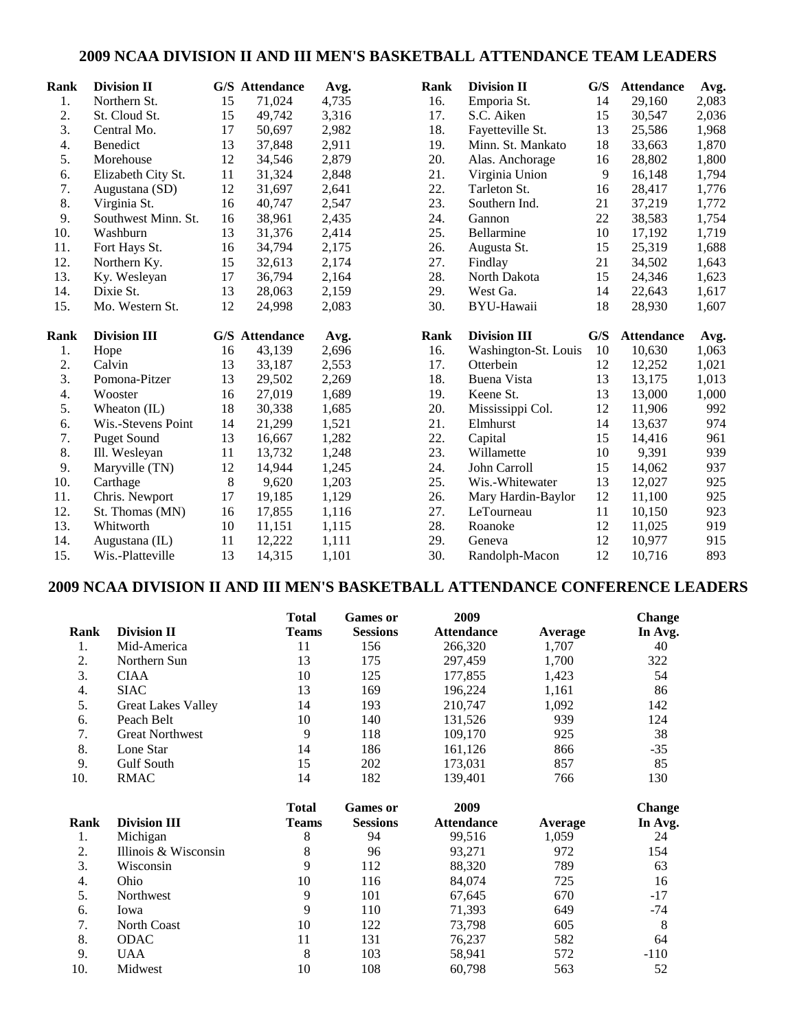## 2009 NCAA DIVISION II AND III MEN'S BASKETBALL ATTENDANCE TEAM LEADERS

| Rank | Division II | G/S | Attendance | Avg. |
|---|---|---|---|---|
| 1. | Northern St. | 15 | 71,024 | 4,735 |
| 2. | St. Cloud St. | 15 | 49,742 | 3,316 |
| 3. | Central Mo. | 17 | 50,697 | 2,982 |
| 4. | Benedict | 13 | 37,848 | 2,911 |
| 5. | Morehouse | 12 | 34,546 | 2,879 |
| 6. | Elizabeth City St. | 11 | 31,324 | 2,848 |
| 7. | Augustana (SD) | 12 | 31,697 | 2,641 |
| 8. | Virginia St. | 16 | 40,747 | 2,547 |
| 9. | Southwest Minn. St. | 16 | 38,961 | 2,435 |
| 10. | Washburn | 13 | 31,376 | 2,414 |
| 11. | Fort Hays St. | 16 | 34,794 | 2,175 |
| 12. | Northern Ky. | 15 | 32,613 | 2,174 |
| 13. | Ky. Wesleyan | 17 | 36,794 | 2,164 |
| 14. | Dixie St. | 13 | 28,063 | 2,159 |
| 15. | Mo. Western St. | 12 | 24,998 | 2,083 |
| 16. | Emporia St. | 14 | 29,160 | 2,083 |
| 17. | S.C. Aiken | 15 | 30,547 | 2,036 |
| 18. | Fayetteville St. | 13 | 25,586 | 1,968 |
| 19. | Minn. St. Mankato | 18 | 33,663 | 1,870 |
| 20. | Alas. Anchorage | 16 | 28,802 | 1,800 |
| 21. | Virginia Union | 9 | 16,148 | 1,794 |
| 22. | Tarleton St. | 16 | 28,417 | 1,776 |
| 23. | Southern Ind. | 21 | 37,219 | 1,772 |
| 24. | Gannon | 22 | 38,583 | 1,754 |
| 25. | Bellarmine | 10 | 17,192 | 1,719 |
| 26. | Augusta St. | 15 | 25,319 | 1,688 |
| 27. | Findlay | 21 | 34,502 | 1,643 |
| 28. | North Dakota | 15 | 24,346 | 1,623 |
| 29. | West Ga. | 14 | 22,643 | 1,617 |
| 30. | BYU-Hawaii | 18 | 28,930 | 1,607 |

| Rank | Division III | G/S | Attendance | Avg. |
|---|---|---|---|---|
| 1. | Hope | 16 | 43,139 | 2,696 |
| 2. | Calvin | 13 | 33,187 | 2,553 |
| 3. | Pomona-Pitzer | 13 | 29,502 | 2,269 |
| 4. | Wooster | 16 | 27,019 | 1,689 |
| 5. | Wheaton (IL) | 18 | 30,338 | 1,685 |
| 6. | Wis.-Stevens Point | 14 | 21,299 | 1,521 |
| 7. | Puget Sound | 13 | 16,667 | 1,282 |
| 8. | Ill. Wesleyan | 11 | 13,732 | 1,248 |
| 9. | Maryville (TN) | 12 | 14,944 | 1,245 |
| 10. | Carthage | 8 | 9,620 | 1,203 |
| 11. | Chris. Newport | 17 | 19,185 | 1,129 |
| 12. | St. Thomas (MN) | 16 | 17,855 | 1,116 |
| 13. | Whitworth | 10 | 11,151 | 1,115 |
| 14. | Augustana (IL) | 11 | 12,222 | 1,111 |
| 15. | Wis.-Platteville | 13 | 14,315 | 1,101 |
| 16. | Washington-St. Louis | 10 | 10,630 | 1,063 |
| 17. | Otterbein | 12 | 12,252 | 1,021 |
| 18. | Buena Vista | 13 | 13,175 | 1,013 |
| 19. | Keene St. | 13 | 13,000 | 1,000 |
| 20. | Mississippi Col. | 12 | 11,906 | 992 |
| 21. | Elmhurst | 14 | 13,637 | 974 |
| 22. | Capital | 15 | 14,416 | 961 |
| 23. | Willamette | 10 | 9,391 | 939 |
| 24. | John Carroll | 15 | 14,062 | 937 |
| 25. | Wis.-Whitewater | 13 | 12,027 | 925 |
| 26. | Mary Hardin-Baylor | 12 | 11,100 | 925 |
| 27. | LeTourneau | 11 | 10,150 | 923 |
| 28. | Roanoke | 12 | 11,025 | 919 |
| 29. | Geneva | 12 | 10,977 | 915 |
| 30. | Randolph-Macon | 12 | 10,716 | 893 |

## 2009 NCAA DIVISION II AND III MEN'S BASKETBALL ATTENDANCE CONFERENCE LEADERS

| Rank | Division II | Total Teams | Games or Sessions | 2009 Attendance | Average | Change In Avg. |
|---|---|---|---|---|---|---|
| 1. | Mid-America | 11 | 156 | 266,320 | 1,707 | 40 |
| 2. | Northern Sun | 13 | 175 | 297,459 | 1,700 | 322 |
| 3. | CIAA | 10 | 125 | 177,855 | 1,423 | 54 |
| 4. | SIAC | 13 | 169 | 196,224 | 1,161 | 86 |
| 5. | Great Lakes Valley | 14 | 193 | 210,747 | 1,092 | 142 |
| 6. | Peach Belt | 10 | 140 | 131,526 | 939 | 124 |
| 7. | Great Northwest | 9 | 118 | 109,170 | 925 | 38 |
| 8. | Lone Star | 14 | 186 | 161,126 | 866 | -35 |
| 9. | Gulf South | 15 | 202 | 173,031 | 857 | 85 |
| 10. | RMAC | 14 | 182 | 139,401 | 766 | 130 |

| Rank | Division III | Total Teams | Games or Sessions | 2009 Attendance | Average | Change In Avg. |
|---|---|---|---|---|---|---|
| 1. | Michigan | 8 | 94 | 99,516 | 1,059 | 24 |
| 2. | Illinois & Wisconsin | 8 | 96 | 93,271 | 972 | 154 |
| 3. | Wisconsin | 9 | 112 | 88,320 | 789 | 63 |
| 4. | Ohio | 10 | 116 | 84,074 | 725 | 16 |
| 5. | Northwest | 9 | 101 | 67,645 | 670 | -17 |
| 6. | Iowa | 9 | 110 | 71,393 | 649 | -74 |
| 7. | North Coast | 10 | 122 | 73,798 | 605 | 8 |
| 8. | ODAC | 11 | 131 | 76,237 | 582 | 64 |
| 9. | UAA | 8 | 103 | 58,941 | 572 | -110 |
| 10. | Midwest | 10 | 108 | 60,798 | 563 | 52 |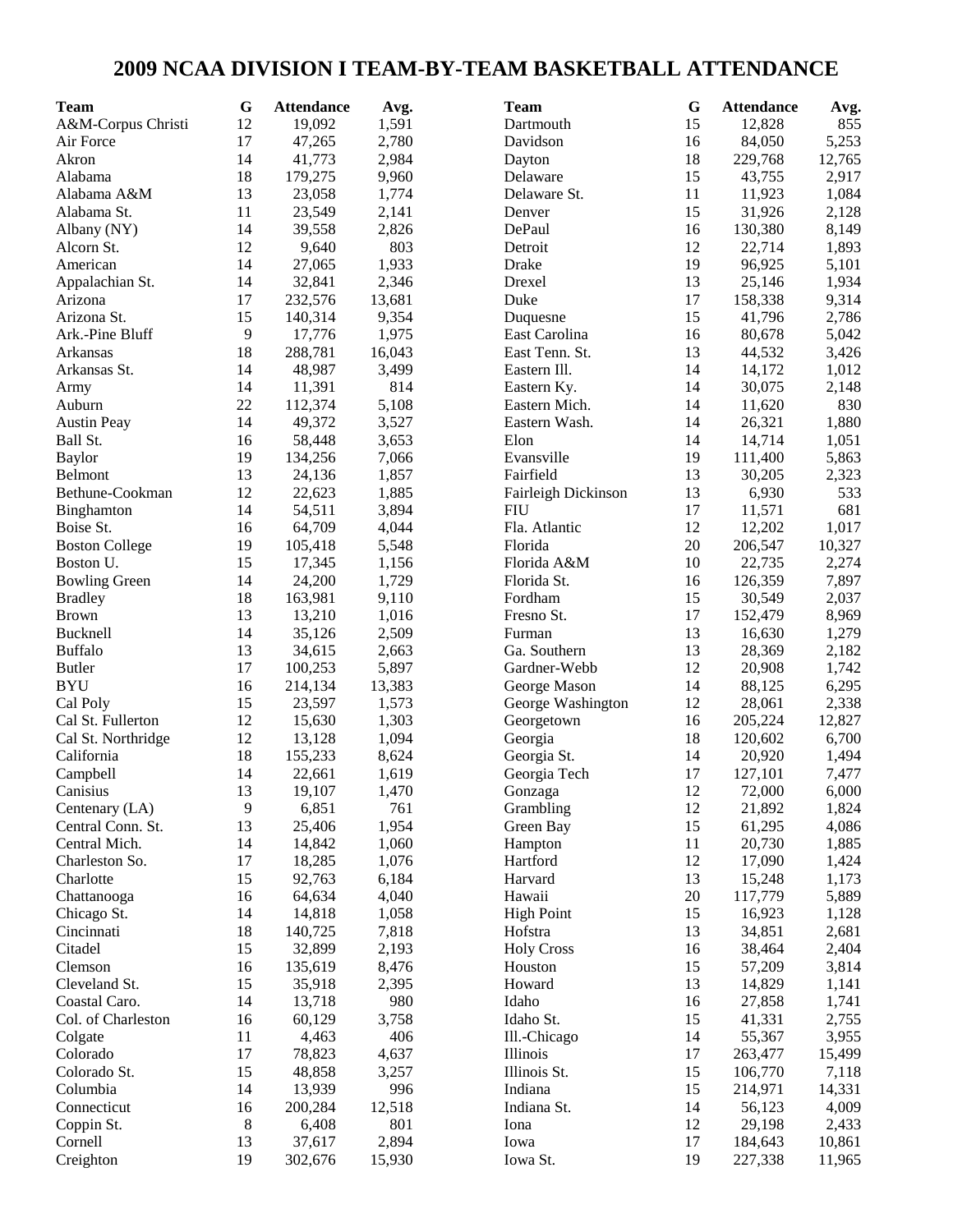# 2009 NCAA DIVISION I TEAM-BY-TEAM BASKETBALL ATTENDANCE

| Team | G | Attendance | Avg. |
|---|---|---|---|
| A&M-Corpus Christi | 12 | 19,092 | 1,591 |
| Air Force | 17 | 47,265 | 2,780 |
| Akron | 14 | 41,773 | 2,984 |
| Alabama | 18 | 179,275 | 9,960 |
| Alabama A&M | 13 | 23,058 | 1,774 |
| Alabama St. | 11 | 23,549 | 2,141 |
| Albany (NY) | 14 | 39,558 | 2,826 |
| Alcorn St. | 12 | 9,640 | 803 |
| American | 14 | 27,065 | 1,933 |
| Appalachian St. | 14 | 32,841 | 2,346 |
| Arizona | 17 | 232,576 | 13,681 |
| Arizona St. | 15 | 140,314 | 9,354 |
| Ark.-Pine Bluff | 9 | 17,776 | 1,975 |
| Arkansas | 18 | 288,781 | 16,043 |
| Arkansas St. | 14 | 48,987 | 3,499 |
| Army | 14 | 11,391 | 814 |
| Auburn | 22 | 112,374 | 5,108 |
| Austin Peay | 14 | 49,372 | 3,527 |
| Ball St. | 16 | 58,448 | 3,653 |
| Baylor | 19 | 134,256 | 7,066 |
| Belmont | 13 | 24,136 | 1,857 |
| Bethune-Cookman | 12 | 22,623 | 1,885 |
| Binghamton | 14 | 54,511 | 3,894 |
| Boise St. | 16 | 64,709 | 4,044 |
| Boston College | 19 | 105,418 | 5,548 |
| Boston U. | 15 | 17,345 | 1,156 |
| Bowling Green | 14 | 24,200 | 1,729 |
| Bradley | 18 | 163,981 | 9,110 |
| Brown | 13 | 13,210 | 1,016 |
| Bucknell | 14 | 35,126 | 2,509 |
| Buffalo | 13 | 34,615 | 2,663 |
| Butler | 17 | 100,253 | 5,897 |
| BYU | 16 | 214,134 | 13,383 |
| Cal Poly | 15 | 23,597 | 1,573 |
| Cal St. Fullerton | 12 | 15,630 | 1,303 |
| Cal St. Northridge | 12 | 13,128 | 1,094 |
| California | 18 | 155,233 | 8,624 |
| Campbell | 14 | 22,661 | 1,619 |
| Canisius | 13 | 19,107 | 1,470 |
| Centenary (LA) | 9 | 6,851 | 761 |
| Central Conn. St. | 13 | 25,406 | 1,954 |
| Central Mich. | 14 | 14,842 | 1,060 |
| Charleston So. | 17 | 18,285 | 1,076 |
| Charlotte | 15 | 92,763 | 6,184 |
| Chattanooga | 16 | 64,634 | 4,040 |
| Chicago St. | 14 | 14,818 | 1,058 |
| Cincinnati | 18 | 140,725 | 7,818 |
| Citadel | 15 | 32,899 | 2,193 |
| Clemson | 16 | 135,619 | 8,476 |
| Cleveland St. | 15 | 35,918 | 2,395 |
| Coastal Caro. | 14 | 13,718 | 980 |
| Col. of Charleston | 16 | 60,129 | 3,758 |
| Colgate | 11 | 4,463 | 406 |
| Colorado | 17 | 78,823 | 4,637 |
| Colorado St. | 15 | 48,858 | 3,257 |
| Columbia | 14 | 13,939 | 996 |
| Connecticut | 16 | 200,284 | 12,518 |
| Coppin St. | 8 | 6,408 | 801 |
| Cornell | 13 | 37,617 | 2,894 |
| Creighton | 19 | 302,676 | 15,930 |
| Dartmouth | 15 | 12,828 | 855 |
| Davidson | 16 | 84,050 | 5,253 |
| Dayton | 18 | 229,768 | 12,765 |
| Delaware | 15 | 43,755 | 2,917 |
| Delaware St. | 11 | 11,923 | 1,084 |
| Denver | 15 | 31,926 | 2,128 |
| DePaul | 16 | 130,380 | 8,149 |
| Detroit | 12 | 22,714 | 1,893 |
| Drake | 19 | 96,925 | 5,101 |
| Drexel | 13 | 25,146 | 1,934 |
| Duke | 17 | 158,338 | 9,314 |
| Duquesne | 15 | 41,796 | 2,786 |
| East Carolina | 16 | 80,678 | 5,042 |
| East Tenn. St. | 13 | 44,532 | 3,426 |
| Eastern Ill. | 14 | 14,172 | 1,012 |
| Eastern Ky. | 14 | 30,075 | 2,148 |
| Eastern Mich. | 14 | 11,620 | 830 |
| Eastern Wash. | 14 | 26,321 | 1,880 |
| Elon | 14 | 14,714 | 1,051 |
| Evansville | 19 | 111,400 | 5,863 |
| Fairfield | 13 | 30,205 | 2,323 |
| Fairleigh Dickinson | 13 | 6,930 | 533 |
| FIU | 17 | 11,571 | 681 |
| Fla. Atlantic | 12 | 12,202 | 1,017 |
| Florida | 20 | 206,547 | 10,327 |
| Florida A&M | 10 | 22,735 | 2,274 |
| Florida St. | 16 | 126,359 | 7,897 |
| Fordham | 15 | 30,549 | 2,037 |
| Fresno St. | 17 | 152,479 | 8,969 |
| Furman | 13 | 16,630 | 1,279 |
| Ga. Southern | 13 | 28,369 | 2,182 |
| Gardner-Webb | 12 | 20,908 | 1,742 |
| George Mason | 14 | 88,125 | 6,295 |
| George Washington | 12 | 28,061 | 2,338 |
| Georgetown | 16 | 205,224 | 12,827 |
| Georgia | 18 | 120,602 | 6,700 |
| Georgia St. | 14 | 20,920 | 1,494 |
| Georgia Tech | 17 | 127,101 | 7,477 |
| Gonzaga | 12 | 72,000 | 6,000 |
| Grambling | 12 | 21,892 | 1,824 |
| Green Bay | 15 | 61,295 | 4,086 |
| Hampton | 11 | 20,730 | 1,885 |
| Hartford | 12 | 17,090 | 1,424 |
| Harvard | 13 | 15,248 | 1,173 |
| Hawaii | 20 | 117,779 | 5,889 |
| High Point | 15 | 16,923 | 1,128 |
| Hofstra | 13 | 34,851 | 2,681 |
| Holy Cross | 16 | 38,464 | 2,404 |
| Houston | 15 | 57,209 | 3,814 |
| Howard | 13 | 14,829 | 1,141 |
| Idaho | 16 | 27,858 | 1,741 |
| Idaho St. | 15 | 41,331 | 2,755 |
| Ill.-Chicago | 14 | 55,367 | 3,955 |
| Illinois | 17 | 263,477 | 15,499 |
| Illinois St. | 15 | 106,770 | 7,118 |
| Indiana | 15 | 214,971 | 14,331 |
| Indiana St. | 14 | 56,123 | 4,009 |
| Iona | 12 | 29,198 | 2,433 |
| Iowa | 17 | 184,643 | 10,861 |
| Iowa St. | 19 | 227,338 | 11,965 |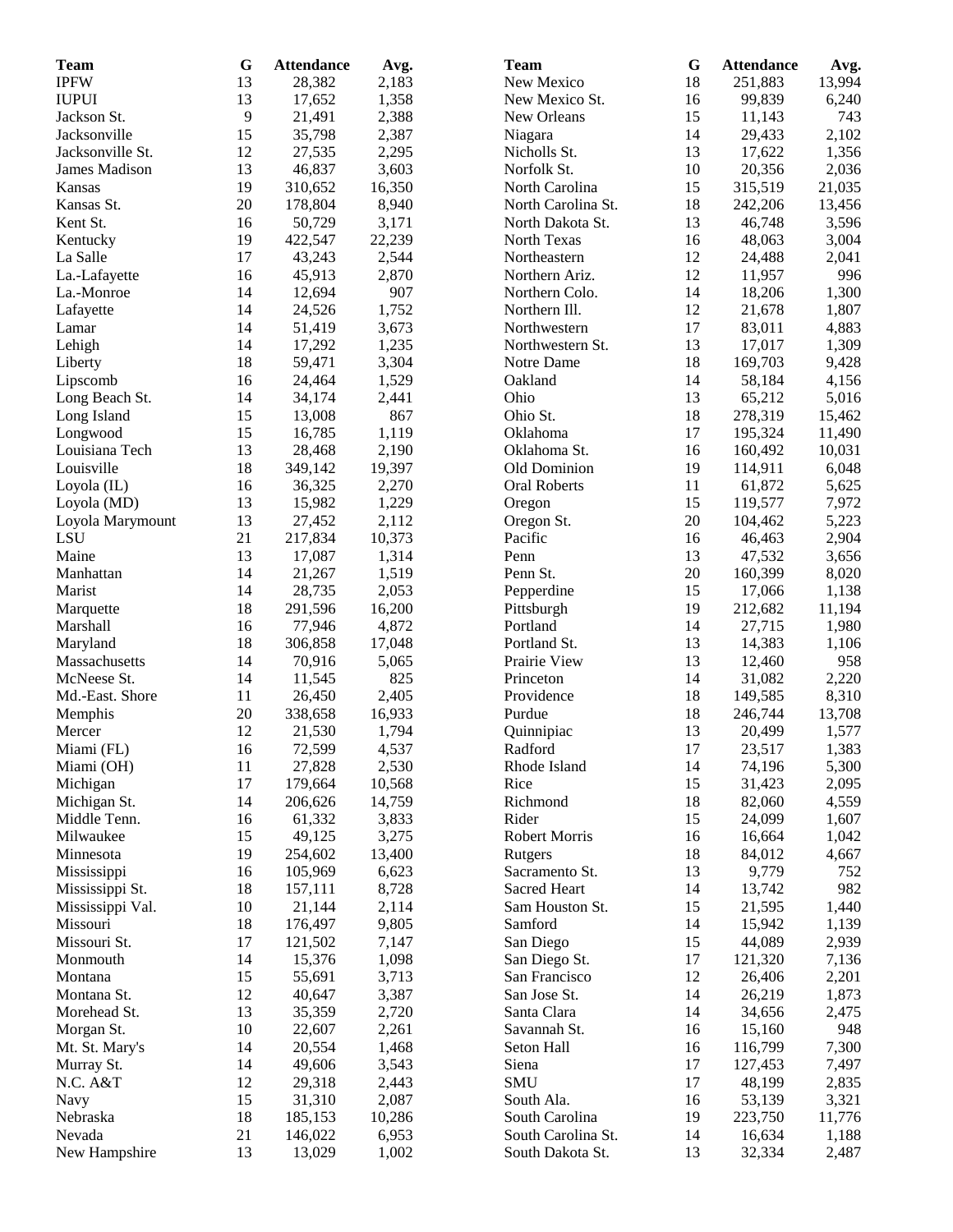| Team | G | Attendance | Avg. |
| --- | --- | --- | --- |
| IPFW | 13 | 28,382 | 2,183 |
| IUPUI | 13 | 17,652 | 1,358 |
| Jackson St. | 9 | 21,491 | 2,388 |
| Jacksonville | 15 | 35,798 | 2,387 |
| Jacksonville St. | 12 | 27,535 | 2,295 |
| James Madison | 13 | 46,837 | 3,603 |
| Kansas | 19 | 310,652 | 16,350 |
| Kansas St. | 20 | 178,804 | 8,940 |
| Kent St. | 16 | 50,729 | 3,171 |
| Kentucky | 19 | 422,547 | 22,239 |
| La Salle | 17 | 43,243 | 2,544 |
| La.-Lafayette | 16 | 45,913 | 2,870 |
| La.-Monroe | 14 | 12,694 | 907 |
| Lafayette | 14 | 24,526 | 1,752 |
| Lamar | 14 | 51,419 | 3,673 |
| Lehigh | 14 | 17,292 | 1,235 |
| Liberty | 18 | 59,471 | 3,304 |
| Lipscomb | 16 | 24,464 | 1,529 |
| Long Beach St. | 14 | 34,174 | 2,441 |
| Long Island | 15 | 13,008 | 867 |
| Longwood | 15 | 16,785 | 1,119 |
| Louisiana Tech | 13 | 28,468 | 2,190 |
| Louisville | 18 | 349,142 | 19,397 |
| Loyola (IL) | 16 | 36,325 | 2,270 |
| Loyola (MD) | 13 | 15,982 | 1,229 |
| Loyola Marymount | 13 | 27,452 | 2,112 |
| LSU | 21 | 217,834 | 10,373 |
| Maine | 13 | 17,087 | 1,314 |
| Manhattan | 14 | 21,267 | 1,519 |
| Marist | 14 | 28,735 | 2,053 |
| Marquette | 18 | 291,596 | 16,200 |
| Marshall | 16 | 77,946 | 4,872 |
| Maryland | 18 | 306,858 | 17,048 |
| Massachusetts | 14 | 70,916 | 5,065 |
| McNeese St. | 14 | 11,545 | 825 |
| Md.-East. Shore | 11 | 26,450 | 2,405 |
| Memphis | 20 | 338,658 | 16,933 |
| Mercer | 12 | 21,530 | 1,794 |
| Miami (FL) | 16 | 72,599 | 4,537 |
| Miami (OH) | 11 | 27,828 | 2,530 |
| Michigan | 17 | 179,664 | 10,568 |
| Michigan St. | 14 | 206,626 | 14,759 |
| Middle Tenn. | 16 | 61,332 | 3,833 |
| Milwaukee | 15 | 49,125 | 3,275 |
| Minnesota | 19 | 254,602 | 13,400 |
| Mississippi | 16 | 105,969 | 6,623 |
| Mississippi St. | 18 | 157,111 | 8,728 |
| Mississippi Val. | 10 | 21,144 | 2,114 |
| Missouri | 18 | 176,497 | 9,805 |
| Missouri St. | 17 | 121,502 | 7,147 |
| Monmouth | 14 | 15,376 | 1,098 |
| Montana | 15 | 55,691 | 3,713 |
| Montana St. | 12 | 40,647 | 3,387 |
| Morehead St. | 13 | 35,359 | 2,720 |
| Morgan St. | 10 | 22,607 | 2,261 |
| Mt. St. Mary's | 14 | 20,554 | 1,468 |
| Murray St. | 14 | 49,606 | 3,543 |
| N.C. A&T | 12 | 29,318 | 2,443 |
| Navy | 15 | 31,310 | 2,087 |
| Nebraska | 18 | 185,153 | 10,286 |
| Nevada | 21 | 146,022 | 6,953 |
| New Hampshire | 13 | 13,029 | 1,002 |
| New Mexico | 18 | 251,883 | 13,994 |
| New Mexico St. | 16 | 99,839 | 6,240 |
| New Orleans | 15 | 11,143 | 743 |
| Niagara | 14 | 29,433 | 2,102 |
| Nicholls St. | 13 | 17,622 | 1,356 |
| Norfolk St. | 10 | 20,356 | 2,036 |
| North Carolina | 15 | 315,519 | 21,035 |
| North Carolina St. | 18 | 242,206 | 13,456 |
| North Dakota St. | 13 | 46,748 | 3,596 |
| North Texas | 16 | 48,063 | 3,004 |
| Northeastern | 12 | 24,488 | 2,041 |
| Northern Ariz. | 12 | 11,957 | 996 |
| Northern Colo. | 14 | 18,206 | 1,300 |
| Northern Ill. | 12 | 21,678 | 1,807 |
| Northwestern | 17 | 83,011 | 4,883 |
| Northwestern St. | 13 | 17,017 | 1,309 |
| Notre Dame | 18 | 169,703 | 9,428 |
| Oakland | 14 | 58,184 | 4,156 |
| Ohio | 13 | 65,212 | 5,016 |
| Ohio St. | 18 | 278,319 | 15,462 |
| Oklahoma | 17 | 195,324 | 11,490 |
| Oklahoma St. | 16 | 160,492 | 10,031 |
| Old Dominion | 19 | 114,911 | 6,048 |
| Oral Roberts | 11 | 61,872 | 5,625 |
| Oregon | 15 | 119,577 | 7,972 |
| Oregon St. | 20 | 104,462 | 5,223 |
| Pacific | 16 | 46,463 | 2,904 |
| Penn | 13 | 47,532 | 3,656 |
| Penn St. | 20 | 160,399 | 8,020 |
| Pepperdine | 15 | 17,066 | 1,138 |
| Pittsburgh | 19 | 212,682 | 11,194 |
| Portland | 14 | 27,715 | 1,980 |
| Portland St. | 13 | 14,383 | 1,106 |
| Prairie View | 13 | 12,460 | 958 |
| Princeton | 14 | 31,082 | 2,220 |
| Providence | 18 | 149,585 | 8,310 |
| Purdue | 18 | 246,744 | 13,708 |
| Quinnipiac | 13 | 20,499 | 1,577 |
| Radford | 17 | 23,517 | 1,383 |
| Rhode Island | 14 | 74,196 | 5,300 |
| Rice | 15 | 31,423 | 2,095 |
| Richmond | 18 | 82,060 | 4,559 |
| Rider | 15 | 24,099 | 1,607 |
| Robert Morris | 16 | 16,664 | 1,042 |
| Rutgers | 18 | 84,012 | 4,667 |
| Sacramento St. | 13 | 9,779 | 752 |
| Sacred Heart | 14 | 13,742 | 982 |
| Sam Houston St. | 15 | 21,595 | 1,440 |
| Samford | 14 | 15,942 | 1,139 |
| San Diego | 15 | 44,089 | 2,939 |
| San Diego St. | 17 | 121,320 | 7,136 |
| San Francisco | 12 | 26,406 | 2,201 |
| San Jose St. | 14 | 26,219 | 1,873 |
| Santa Clara | 14 | 34,656 | 2,475 |
| Savannah St. | 16 | 15,160 | 948 |
| Seton Hall | 16 | 116,799 | 7,300 |
| Siena | 17 | 127,453 | 7,497 |
| SMU | 17 | 48,199 | 2,835 |
| South Ala. | 16 | 53,139 | 3,321 |
| South Carolina | 19 | 223,750 | 11,776 |
| South Carolina St. | 14 | 16,634 | 1,188 |
| South Dakota St. | 13 | 32,334 | 2,487 |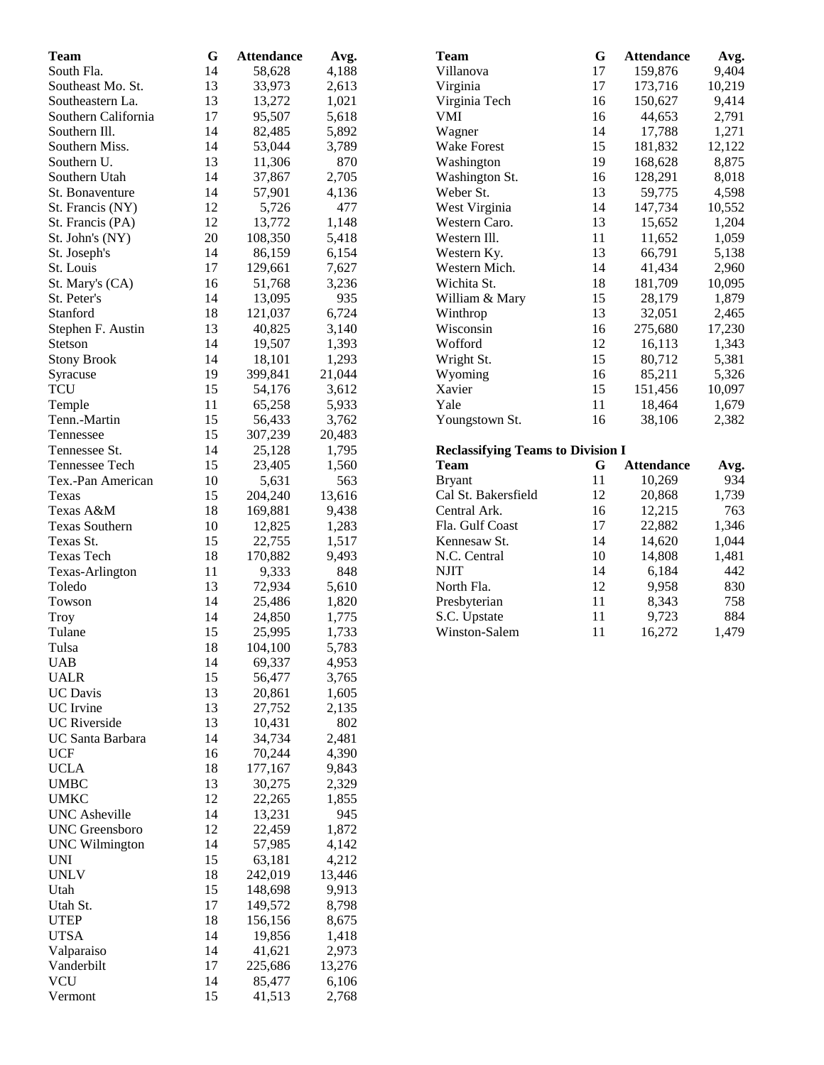| Team | G | Attendance | Avg. |
|---|---|---|---|
| South Fla. | 14 | 58,628 | 4,188 |
| Southeast Mo. St. | 13 | 33,973 | 2,613 |
| Southeastern La. | 13 | 13,272 | 1,021 |
| Southern California | 17 | 95,507 | 5,618 |
| Southern Ill. | 14 | 82,485 | 5,892 |
| Southern Miss. | 14 | 53,044 | 3,789 |
| Southern U. | 13 | 11,306 | 870 |
| Southern Utah | 14 | 37,867 | 2,705 |
| St. Bonaventure | 14 | 57,901 | 4,136 |
| St. Francis (NY) | 12 | 5,726 | 477 |
| St. Francis (PA) | 12 | 13,772 | 1,148 |
| St. John's (NY) | 20 | 108,350 | 5,418 |
| St. Joseph's | 14 | 86,159 | 6,154 |
| St. Louis | 17 | 129,661 | 7,627 |
| St. Mary's (CA) | 16 | 51,768 | 3,236 |
| St. Peter's | 14 | 13,095 | 935 |
| Stanford | 18 | 121,037 | 6,724 |
| Stephen F. Austin | 13 | 40,825 | 3,140 |
| Stetson | 14 | 19,507 | 1,393 |
| Stony Brook | 14 | 18,101 | 1,293 |
| Syracuse | 19 | 399,841 | 21,044 |
| TCU | 15 | 54,176 | 3,612 |
| Temple | 11 | 65,258 | 5,933 |
| Tenn.-Martin | 15 | 56,433 | 3,762 |
| Tennessee | 15 | 307,239 | 20,483 |
| Tennessee St. | 14 | 25,128 | 1,795 |
| Tennessee Tech | 15 | 23,405 | 1,560 |
| Tex.-Pan American | 10 | 5,631 | 563 |
| Texas | 15 | 204,240 | 13,616 |
| Texas A&M | 18 | 169,881 | 9,438 |
| Texas Southern | 10 | 12,825 | 1,283 |
| Texas St. | 15 | 22,755 | 1,517 |
| Texas Tech | 18 | 170,882 | 9,493 |
| Texas-Arlington | 11 | 9,333 | 848 |
| Toledo | 13 | 72,934 | 5,610 |
| Towson | 14 | 25,486 | 1,820 |
| Troy | 14 | 24,850 | 1,775 |
| Tulane | 15 | 25,995 | 1,733 |
| Tulsa | 18 | 104,100 | 5,783 |
| UAB | 14 | 69,337 | 4,953 |
| UALR | 15 | 56,477 | 3,765 |
| UC Davis | 13 | 20,861 | 1,605 |
| UC Irvine | 13 | 27,752 | 2,135 |
| UC Riverside | 13 | 10,431 | 802 |
| UC Santa Barbara | 14 | 34,734 | 2,481 |
| UCF | 16 | 70,244 | 4,390 |
| UCLA | 18 | 177,167 | 9,843 |
| UMBC | 13 | 30,275 | 2,329 |
| UMKC | 12 | 22,265 | 1,855 |
| UNC Asheville | 14 | 13,231 | 945 |
| UNC Greensboro | 12 | 22,459 | 1,872 |
| UNC Wilmington | 14 | 57,985 | 4,142 |
| UNI | 15 | 63,181 | 4,212 |
| UNLV | 18 | 242,019 | 13,446 |
| Utah | 15 | 148,698 | 9,913 |
| Utah St. | 17 | 149,572 | 8,798 |
| UTEP | 18 | 156,156 | 8,675 |
| UTSA | 14 | 19,856 | 1,418 |
| Valparaiso | 14 | 41,621 | 2,973 |
| Vanderbilt | 17 | 225,686 | 13,276 |
| VCU | 14 | 85,477 | 6,106 |
| Vermont | 15 | 41,513 | 2,768 |
| Villanova | 17 | 159,876 | 9,404 |
| Virginia | 17 | 173,716 | 10,219 |
| Virginia Tech | 16 | 150,627 | 9,414 |
| VMI | 16 | 44,653 | 2,791 |
| Wagner | 14 | 17,788 | 1,271 |
| Wake Forest | 15 | 181,832 | 12,122 |
| Washington | 19 | 168,628 | 8,875 |
| Washington St. | 16 | 128,291 | 8,018 |
| Weber St. | 13 | 59,775 | 4,598 |
| West Virginia | 14 | 147,734 | 10,552 |
| Western Caro. | 13 | 15,652 | 1,204 |
| Western Ill. | 11 | 11,652 | 1,059 |
| Western Ky. | 13 | 66,791 | 5,138 |
| Western Mich. | 14 | 41,434 | 2,960 |
| Wichita St. | 18 | 181,709 | 10,095 |
| William & Mary | 15 | 28,179 | 1,879 |
| Winthrop | 13 | 32,051 | 2,465 |
| Wisconsin | 16 | 275,680 | 17,230 |
| Wofford | 12 | 16,113 | 1,343 |
| Wright St. | 15 | 80,712 | 5,381 |
| Wyoming | 16 | 85,211 | 5,326 |
| Xavier | 15 | 151,456 | 10,097 |
| Yale | 11 | 18,464 | 1,679 |
| Youngstown St. | 16 | 38,106 | 2,382 |

**Reclassifying Teams to Division I**

| Team | G | Attendance | Avg. |
|---|---|---|---|
| Bryant | 11 | 10,269 | 934 |
| Cal St. Bakersfield | 12 | 20,868 | 1,739 |
| Central Ark. | 16 | 12,215 | 763 |
| Fla. Gulf Coast | 17 | 22,882 | 1,346 |
| Kennesaw St. | 14 | 14,620 | 1,044 |
| N.C. Central | 10 | 14,808 | 1,481 |
| NJIT | 14 | 6,184 | 442 |
| North Fla. | 12 | 9,958 | 830 |
| Presbyterian | 11 | 8,343 | 758 |
| S.C. Upstate | 11 | 9,723 | 884 |
| Winston-Salem | 11 | 16,272 | 1,479 |